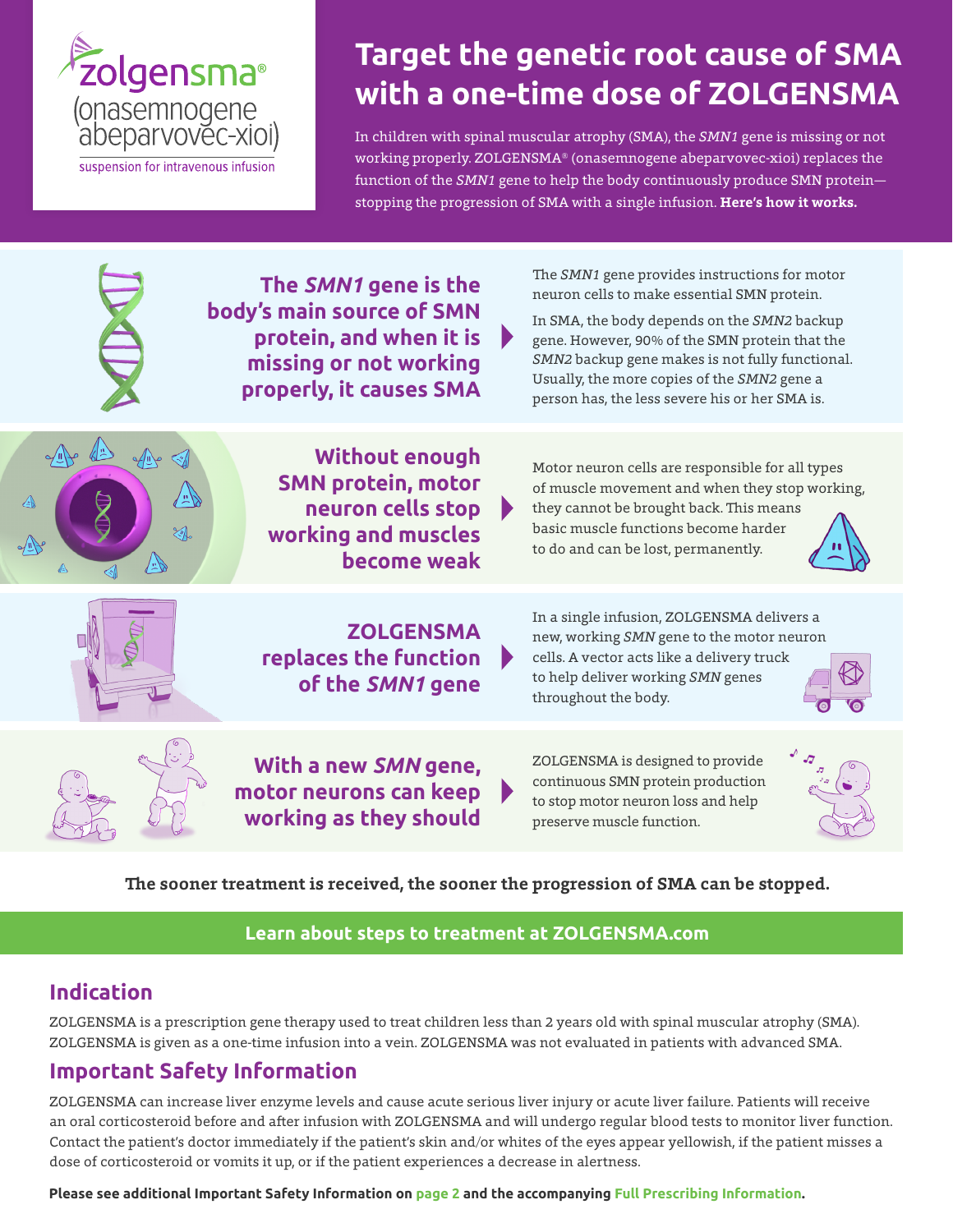**zolgensma®**
**(onasemnogene abeparvovec-xioi)**
suspension for intravenous infusion

# Target the genetic root cause of SMA with a one-time dose of ZOLGENSMA

In children with spinal muscular atrophy (SMA), the *SMN1* gene is missing or not working properly. ZOLGENSMA® (onasemnogene abeparvovec-xioi) replaces the function of the *SMN1* gene to help the body continuously produce SMN protein—stopping the progression of SMA with a single infusion. **Here's how it works.**

## The *SMN1* gene is the body's main source of SMN protein, and when it is missing or not working properly, it causes SMA

The *SMN1* gene provides instructions for motor neuron cells to make essential SMN protein.

In SMA, the body depends on the *SMN2* backup gene. However, 90% of the SMN protein that the *SMN2* backup gene makes is not fully functional. Usually, the more copies of the *SMN2* gene a person has, the less severe his or her SMA is.

## Without enough SMN protein, motor neuron cells stop working and muscles become weak

Motor neuron cells are responsible for all types of muscle movement and when they stop working, they cannot be brought back. This means basic muscle functions become harder to do and can be lost, permanently.

## ZOLGENSMA replaces the function of the *SMN1* gene

In a single infusion, ZOLGENSMA delivers a new, working *SMN* gene to the motor neuron cells. A vector acts like a delivery truck to help deliver working *SMN* genes throughout the body.

## With a new *SMN* gene, motor neurons can keep working as they should

ZOLGENSMA is designed to provide continuous SMN protein production to stop motor neuron loss and help preserve muscle function.

**The sooner treatment is received, the sooner the progression of SMA can be stopped.**

**Learn about steps to treatment at ZOLGENSMA.com**

## Indication

ZOLGENSMA is a prescription gene therapy used to treat children less than 2 years old with spinal muscular atrophy (SMA). ZOLGENSMA is given as a one-time infusion into a vein. ZOLGENSMA was not evaluated in patients with advanced SMA.

## Important Safety Information

ZOLGENSMA can increase liver enzyme levels and cause acute serious liver injury or acute liver failure. Patients will receive an oral corticosteroid before and after infusion with ZOLGENSMA and will undergo regular blood tests to monitor liver function. Contact the patient's doctor immediately if the patient's skin and/or whites of the eyes appear yellowish, if the patient misses a dose of corticosteroid or vomits it up, or if the patient experiences a decrease in alertness.

**Please see additional Important Safety Information on page 2 and the accompanying Full Prescribing Information.**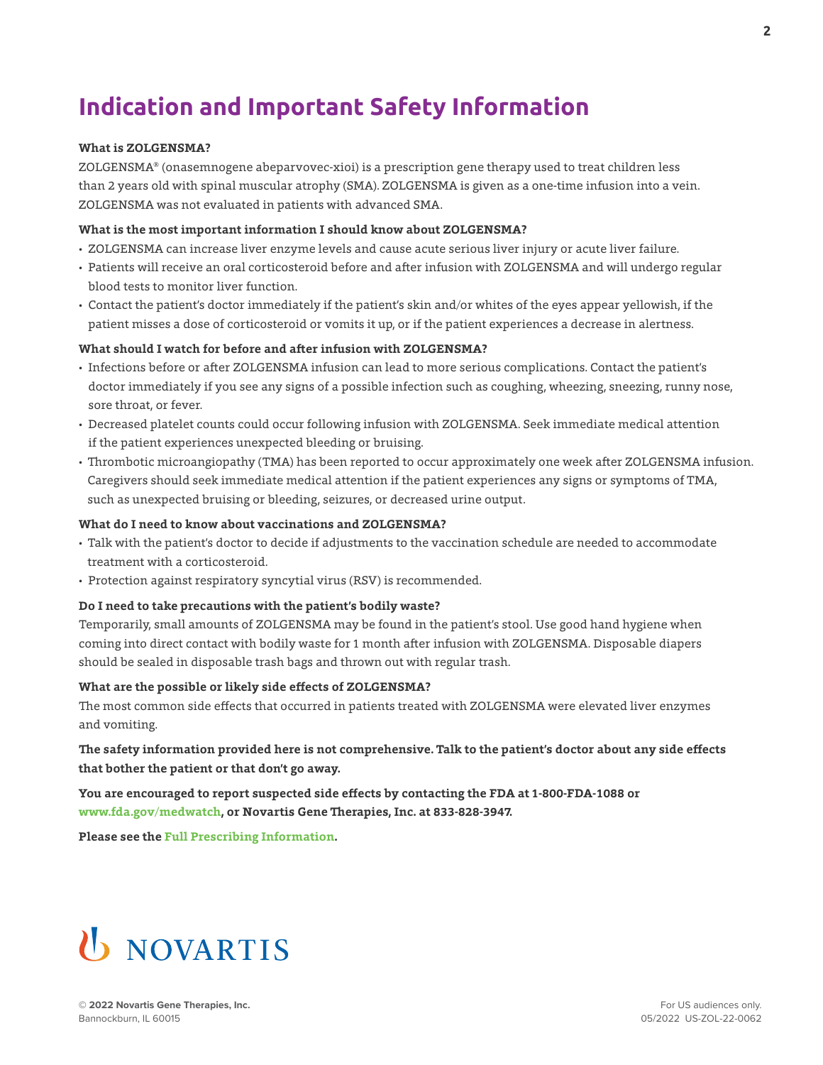# Indication and Important Safety Information

**What is ZOLGENSMA?**

ZOLGENSMA® (onasemnogene abeparvovec-xioi) is a prescription gene therapy used to treat children less than 2 years old with spinal muscular atrophy (SMA). ZOLGENSMA is given as a one-time infusion into a vein. ZOLGENSMA was not evaluated in patients with advanced SMA.

**What is the most important information I should know about ZOLGENSMA?**

- ZOLGENSMA can increase liver enzyme levels and cause acute serious liver injury or acute liver failure.
- Patients will receive an oral corticosteroid before and after infusion with ZOLGENSMA and will undergo regular blood tests to monitor liver function.
- Contact the patient's doctor immediately if the patient's skin and/or whites of the eyes appear yellowish, if the patient misses a dose of corticosteroid or vomits it up, or if the patient experiences a decrease in alertness.

**What should I watch for before and after infusion with ZOLGENSMA?**

- Infections before or after ZOLGENSMA infusion can lead to more serious complications. Contact the patient's doctor immediately if you see any signs of a possible infection such as coughing, wheezing, sneezing, runny nose, sore throat, or fever.
- Decreased platelet counts could occur following infusion with ZOLGENSMA. Seek immediate medical attention if the patient experiences unexpected bleeding or bruising.
- Thrombotic microangiopathy (TMA) has been reported to occur approximately one week after ZOLGENSMA infusion. Caregivers should seek immediate medical attention if the patient experiences any signs or symptoms of TMA, such as unexpected bruising or bleeding, seizures, or decreased urine output.

**What do I need to know about vaccinations and ZOLGENSMA?**

- Talk with the patient's doctor to decide if adjustments to the vaccination schedule are needed to accommodate treatment with a corticosteroid.
- Protection against respiratory syncytial virus (RSV) is recommended.

**Do I need to take precautions with the patient's bodily waste?**

Temporarily, small amounts of ZOLGENSMA may be found in the patient's stool. Use good hand hygiene when coming into direct contact with bodily waste for 1 month after infusion with ZOLGENSMA. Disposable diapers should be sealed in disposable trash bags and thrown out with regular trash.

**What are the possible or likely side effects of ZOLGENSMA?**

The most common side effects that occurred in patients treated with ZOLGENSMA were elevated liver enzymes and vomiting.

**The safety information provided here is not comprehensive. Talk to the patient's doctor about any side effects that bother the patient or that don't go away.**

**You are encouraged to report suspected side effects by contacting the FDA at 1-800-FDA-1088 or www.fda.gov/medwatch, or Novartis Gene Therapies, Inc. at 833-828-3947.**

**Please see the Full Prescribing Information.**

NOVARTIS

© **2022 Novartis Gene Therapies, Inc.**
Bannockburn, IL 60015

For US audiences only.
05/2022 US-ZOL-22-0062